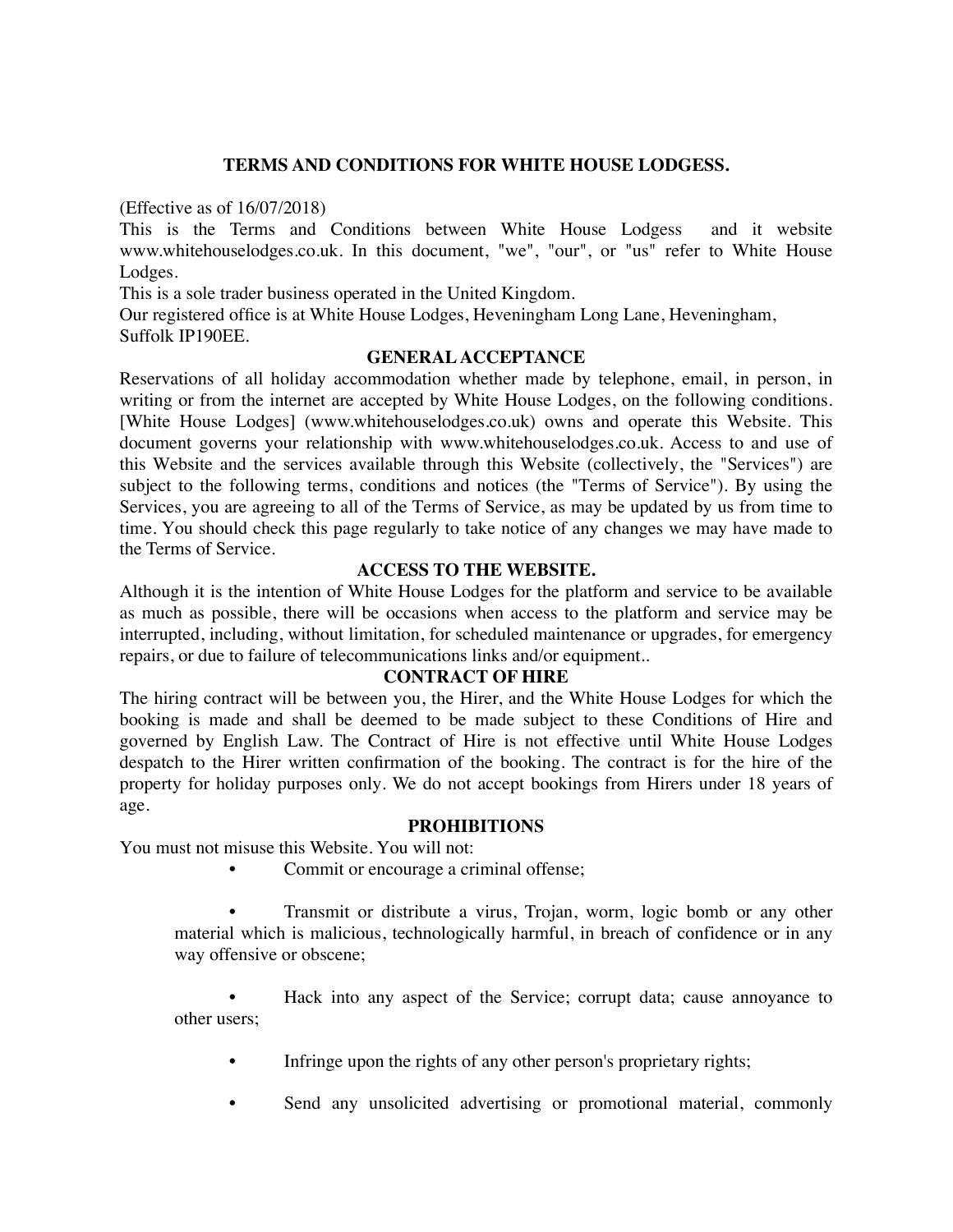## TERMS AND CONDITIONS FOR WHITE HOUSE LODGESS.

(Effective as of 16/07/2018)

This is the Terms and Conditions between White House Lodgess and it website www.whitehouselodges.co.uk. In this document, "we", "our", or "us" refer to White House Lodges.

This is a sole trader business operated in the United Kingdom.

Our registered office is at White House Lodges, Heveningham Long Lane, Heveningham, Suffolk IP190EE.

### GENERAL ACCEPTANCE

Reservations of all holiday accommodation whether made by telephone, email, in person, in writing or from the internet are accepted by White House Lodges, on the following conditions. [White House Lodges] (www.whitehouselodges.co.uk) owns and operate this Website. This document governs your relationship with www.whitehouselodges.co.uk. Access to and use of this Website and the services available through this Website (collectively, the "Services") are subject to the following terms, conditions and notices (the "Terms of Service"). By using the Services, you are agreeing to all of the Terms of Service, as may be updated by us from time to time. You should check this page regularly to take notice of any changes we may have made to the Terms of Service.

### ACCESS TO THE WEBSITE.

Although it is the intention of White House Lodges for the platform and service to be available as much as possible, there will be occasions when access to the platform and service may be interrupted, including, without limitation, for scheduled maintenance or upgrades, for emergency repairs, or due to failure of telecommunications links and/or equipment..

### CONTRACT OF HIRE

The hiring contract will be between you, the Hirer, and the White House Lodges for which the booking is made and shall be deemed to be made subject to these Conditions of Hire and governed by English Law. The Contract of Hire is not effective until White House Lodges despatch to the Hirer written confirmation of the booking. The contract is for the hire of the property for holiday purposes only. We do not accept bookings from Hirers under 18 years of age.

### PROHIBITIONS

You must not misuse this Website. You will not:

- Commit or encourage a criminal offense;
- Transmit or distribute a virus, Trojan, worm, logic bomb or any other material which is malicious, technologically harmful, in breach of confidence or in any way offensive or obscene;
- Hack into any aspect of the Service; corrupt data; cause annoyance to other users;
- Infringe upon the rights of any other person's proprietary rights;
- Send any unsolicited advertising or promotional material, commonly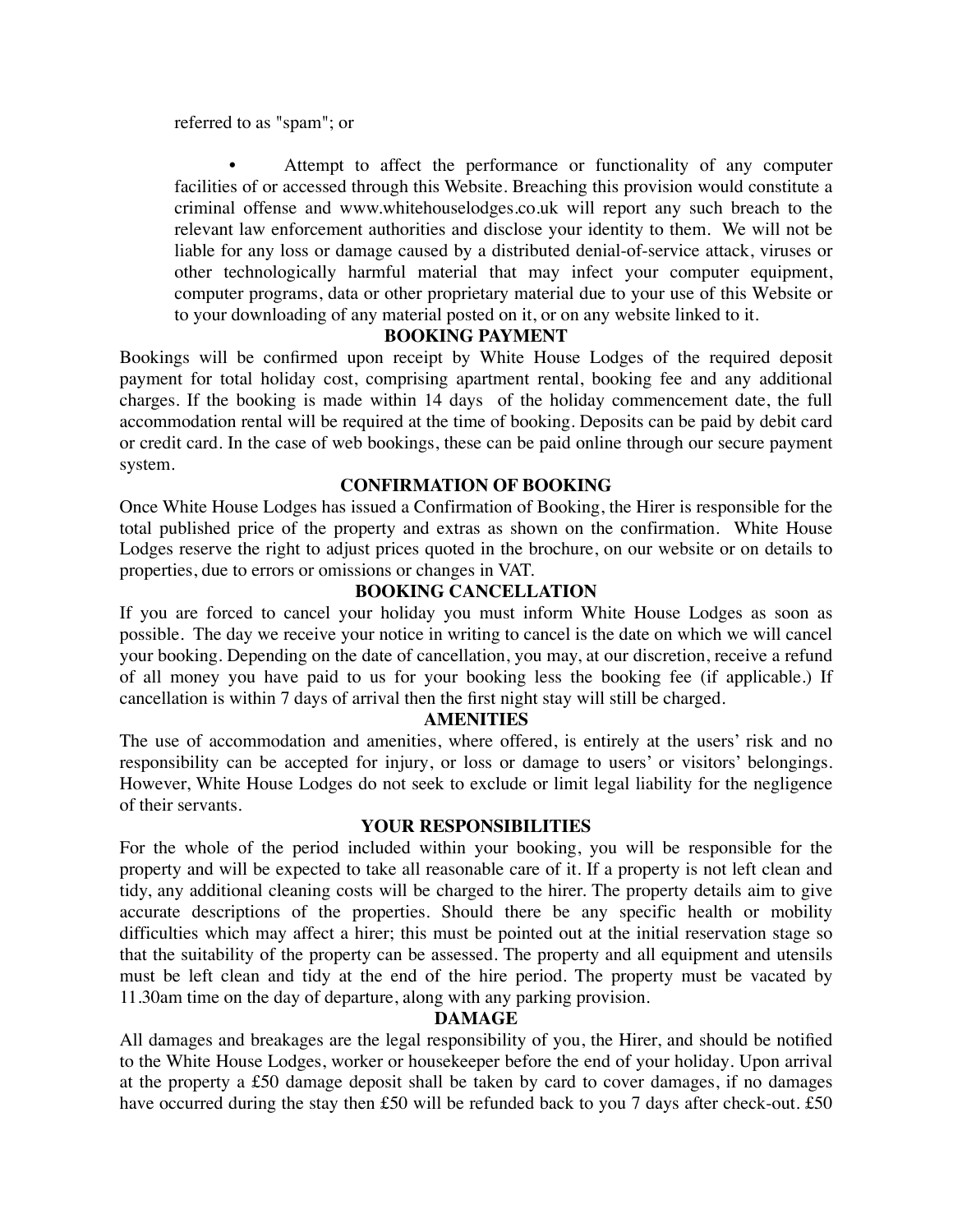referred to as "spam"; or

- Attempt to affect the performance or functionality of any computer facilities of or accessed through this Website. Breaching this provision would constitute a criminal offense and www.whitehouselodges.co.uk will report any such breach to the relevant law enforcement authorities and disclose your identity to them. We will not be liable for any loss or damage caused by a distributed denial-of-service attack, viruses or other technologically harmful material that may infect your computer equipment, computer programs, data or other proprietary material due to your use of this Website or to your downloading of any material posted on it, or on any website linked to it.

**BOOKING PAYMENT**

Bookings will be confirmed upon receipt by White House Lodges of the required deposit payment for total holiday cost, comprising apartment rental, booking fee and any additional charges. If the booking is made within 14 days of the holiday commencement date, the full accommodation rental will be required at the time of booking. Deposits can be paid by debit card or credit card. In the case of web bookings, these can be paid online through our secure payment system.

**CONFIRMATION OF BOOKING**

Once White House Lodges has issued a Confirmation of Booking, the Hirer is responsible for the total published price of the property and extras as shown on the confirmation. White House Lodges reserve the right to adjust prices quoted in the brochure, on our website or on details to properties, due to errors or omissions or changes in VAT.

**BOOKING CANCELLATION**

If you are forced to cancel your holiday you must inform White House Lodges as soon as possible. The day we receive your notice in writing to cancel is the date on which we will cancel your booking. Depending on the date of cancellation, you may, at our discretion, receive a refund of all money you have paid to us for your booking less the booking fee (if applicable.) If cancellation is within 7 days of arrival then the first night stay will still be charged.

**AMENITIES**

The use of accommodation and amenities, where offered, is entirely at the users' risk and no responsibility can be accepted for injury, or loss or damage to users' or visitors' belongings. However, White House Lodges do not seek to exclude or limit legal liability for the negligence of their servants.

**YOUR RESPONSIBILITIES**

For the whole of the period included within your booking, you will be responsible for the property and will be expected to take all reasonable care of it. If a property is not left clean and tidy, any additional cleaning costs will be charged to the hirer. The property details aim to give accurate descriptions of the properties. Should there be any specific health or mobility difficulties which may affect a hirer; this must be pointed out at the initial reservation stage so that the suitability of the property can be assessed. The property and all equipment and utensils must be left clean and tidy at the end of the hire period. The property must be vacated by 11.30am time on the day of departure, along with any parking provision.

**DAMAGE**

All damages and breakages are the legal responsibility of you, the Hirer, and should be notified to the White House Lodges, worker or housekeeper before the end of your holiday. Upon arrival at the property a £50 damage deposit shall be taken by card to cover damages, if no damages have occurred during the stay then £50 will be refunded back to you 7 days after check-out. £50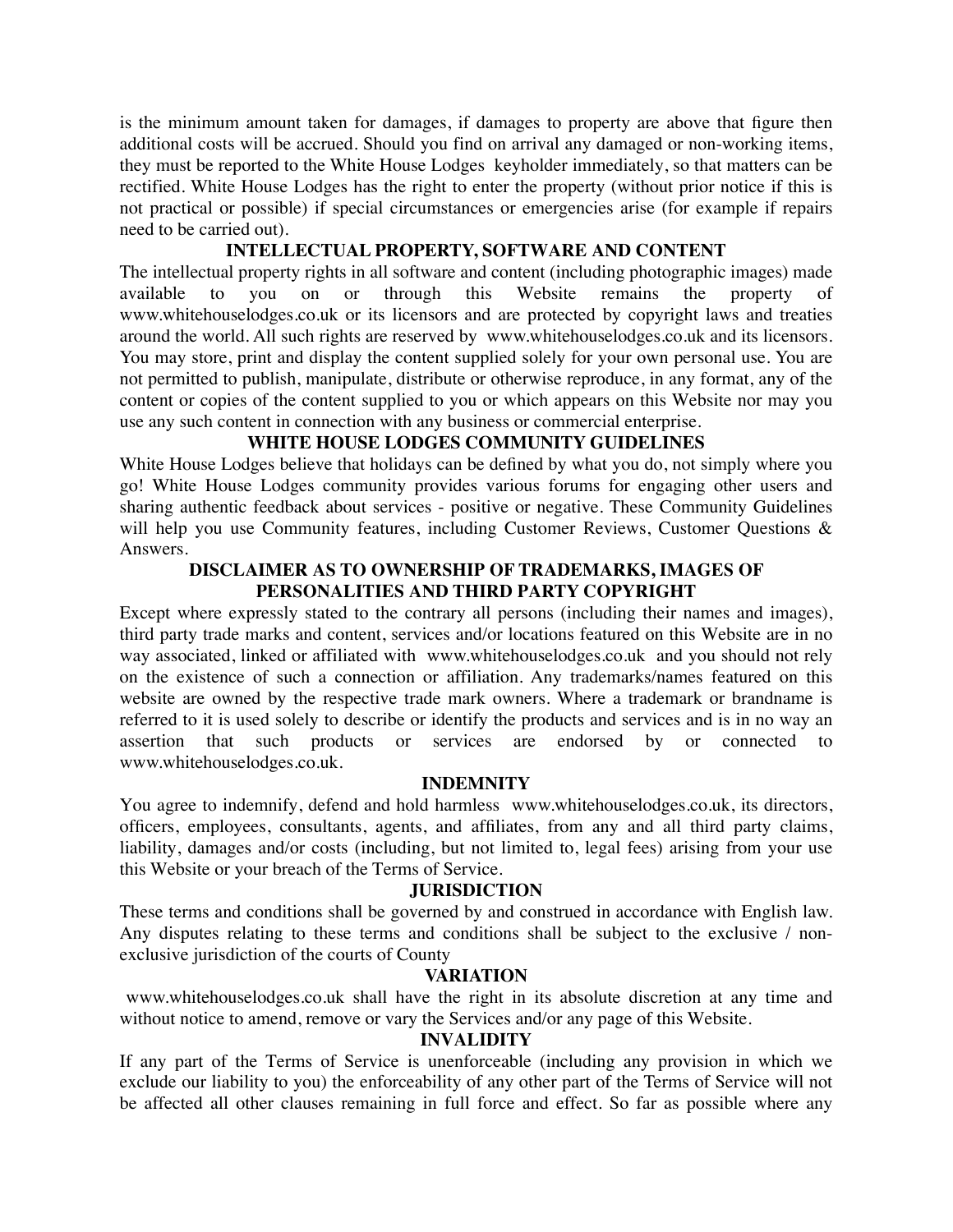is the minimum amount taken for damages, if damages to property are above that figure then additional costs will be accrued. Should you find on arrival any damaged or non-working items, they must be reported to the White House Lodges keyholder immediately, so that matters can be rectified. White House Lodges has the right to enter the property (without prior notice if this is not practical or possible) if special circumstances or emergencies arise (for example if repairs need to be carried out).

## INTELLECTUAL PROPERTY, SOFTWARE AND CONTENT

The intellectual property rights in all software and content (including photographic images) made available to you on or through this Website remains the property of www.whitehouselodges.co.uk or its licensors and are protected by copyright laws and treaties around the world. All such rights are reserved by www.whitehouselodges.co.uk and its licensors. You may store, print and display the content supplied solely for your own personal use. You are not permitted to publish, manipulate, distribute or otherwise reproduce, in any format, any of the content or copies of the content supplied to you or which appears on this Website nor may you use any such content in connection with any business or commercial enterprise.

## WHITE HOUSE LODGES COMMUNITY GUIDELINES

White House Lodges believe that holidays can be defined by what you do, not simply where you go! White House Lodges community provides various forums for engaging other users and sharing authentic feedback about services - positive or negative. These Community Guidelines will help you use Community features, including Customer Reviews, Customer Questions & Answers.

## DISCLAIMER AS TO OWNERSHIP OF TRADEMARKS, IMAGES OF PERSONALITIES AND THIRD PARTY COPYRIGHT

Except where expressly stated to the contrary all persons (including their names and images), third party trade marks and content, services and/or locations featured on this Website are in no way associated, linked or affiliated with www.whitehouselodges.co.uk and you should not rely on the existence of such a connection or affiliation. Any trademarks/names featured on this website are owned by the respective trade mark owners. Where a trademark or brandname is referred to it is used solely to describe or identify the products and services and is in no way an assertion that such products or services are endorsed by or connected to www.whitehouselodges.co.uk.

## INDEMNITY

You agree to indemnify, defend and hold harmless www.whitehouselodges.co.uk, its directors, officers, employees, consultants, agents, and affiliates, from any and all third party claims, liability, damages and/or costs (including, but not limited to, legal fees) arising from your use this Website or your breach of the Terms of Service.

## JURISDICTION

These terms and conditions shall be governed by and construed in accordance with English law. Any disputes relating to these terms and conditions shall be subject to the exclusive / non-exclusive jurisdiction of the courts of County

## VARIATION

www.whitehouselodges.co.uk shall have the right in its absolute discretion at any time and without notice to amend, remove or vary the Services and/or any page of this Website.

## INVALIDITY

If any part of the Terms of Service is unenforceable (including any provision in which we exclude our liability to you) the enforceability of any other part of the Terms of Service will not be affected all other clauses remaining in full force and effect. So far as possible where any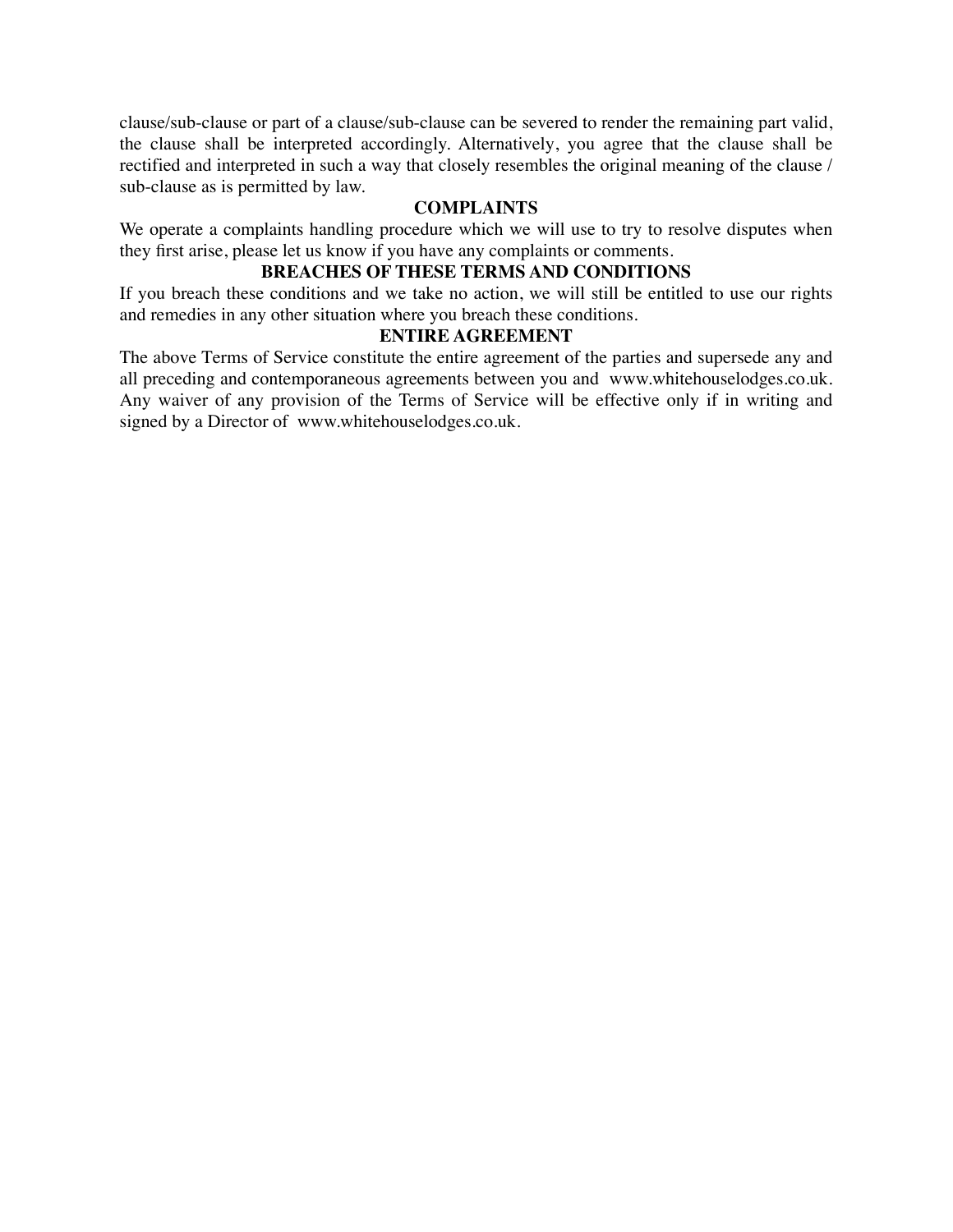clause/sub-clause or part of a clause/sub-clause can be severed to render the remaining part valid, the clause shall be interpreted accordingly. Alternatively, you agree that the clause shall be rectified and interpreted in such a way that closely resembles the original meaning of the clause / sub-clause as is permitted by law.

## COMPLAINTS

We operate a complaints handling procedure which we will use to try to resolve disputes when they first arise, please let us know if you have any complaints or comments.

## BREACHES OF THESE TERMS AND CONDITIONS

If you breach these conditions and we take no action, we will still be entitled to use our rights and remedies in any other situation where you breach these conditions.

## ENTIRE AGREEMENT

The above Terms of Service constitute the entire agreement of the parties and supersede any and all preceding and contemporaneous agreements between you and www.whitehouselodges.co.uk. Any waiver of any provision of the Terms of Service will be effective only if in writing and signed by a Director of www.whitehouselodges.co.uk.